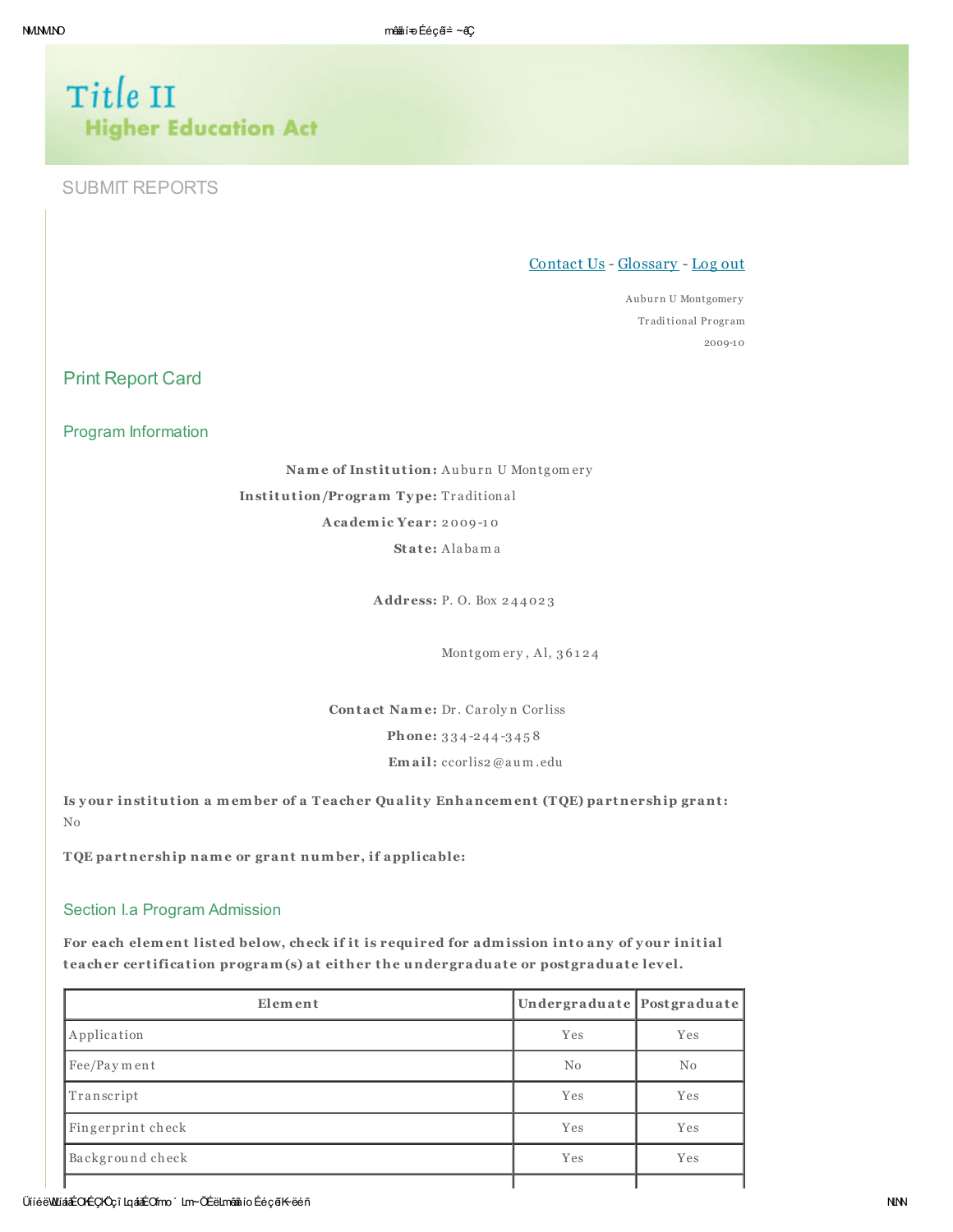# Title II
## Higher Education Act

SUBMIT REPORTS

Contact Us - Glossary - Log out

Auburn U Montgomery

Traditional Program

2009-10

## Print Report Card

### Program Information

**Name of Institution:** Auburn U Montgomery

**Institution/Program Type:** Traditional

**Academic Year:** 2009-10

**State:** Alabama

**Address:** P. O. Box 244023

Montgomery, Al, 36124

**Contact Name:** Dr. Carolyn Corliss

**Phone:** 334-244-3458

**Email:** ccorlis2@aum.edu

**Is your institution a member of a Teacher Quality Enhancement (TQE) partnership grant:** No

**TQE partnership name or grant number, if applicable:**

### Section I.a Program Admission

**For each element listed below, check if it is required for admission into any of your initial teacher certification program(s) at either the undergraduate or postgraduate level.**

| Element | Undergraduate | Postgraduate |
|---|---|---|
| Application | Yes | Yes |
| Fee/Payment | No | No |
| Transcript | Yes | Yes |
| Fingerprint check | Yes | Yes |
| Background check | Yes | Yes |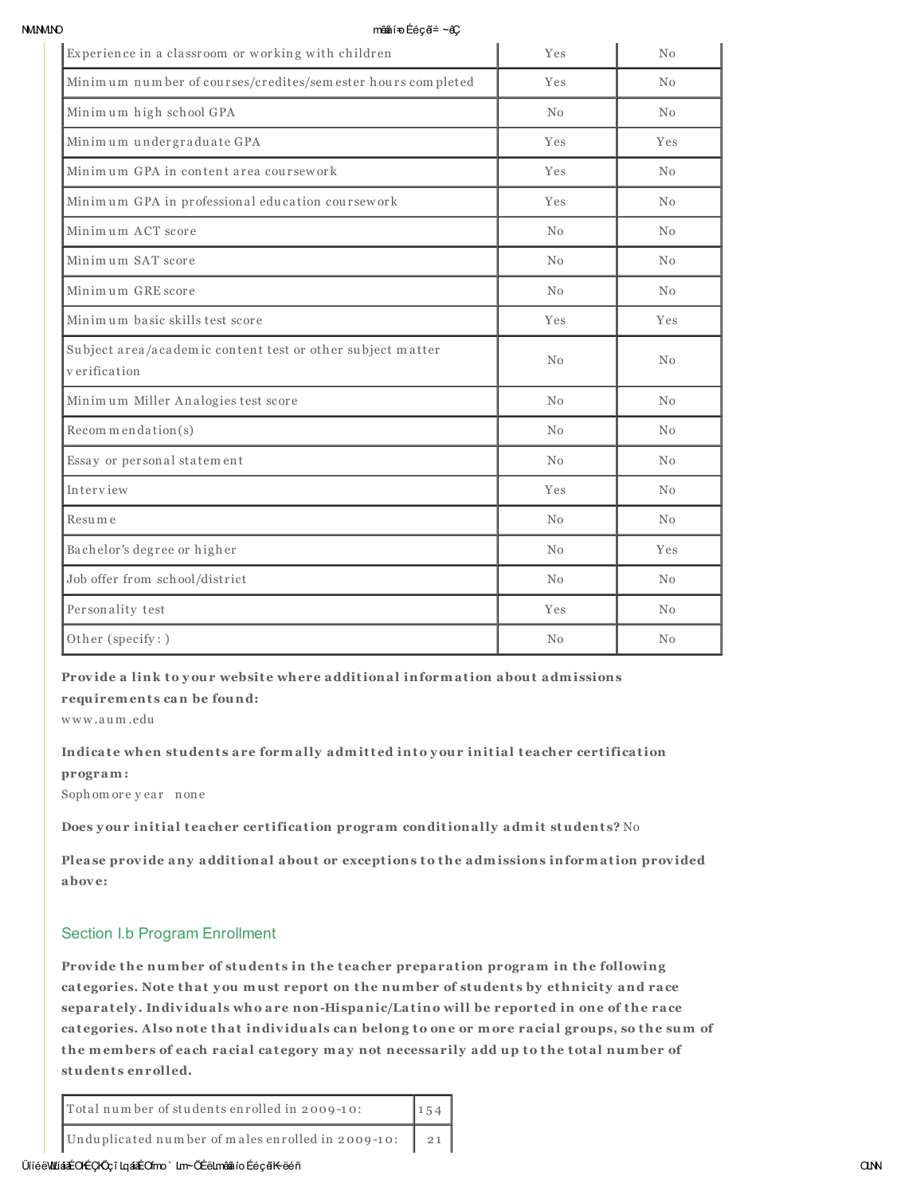| | | |
|---|---|---|
| Experience in a classroom or working with children | Yes | No |
| Minimum number of courses/credites/semester hours completed | Yes | No |
| Minimum high school GPA | No | No |
| Minimum undergraduate GPA | Yes | Yes |
| Minimum GPA in content area coursework | Yes | No |
| Minimum GPA in professional education coursework | Yes | No |
| Minimum ACT score | No | No |
| Minimum SAT score | No | No |
| Minimum GRE score | No | No |
| Minimum basic skills test score | Yes | Yes |
| Subject area/academic content test or other subject matter verification | No | No |
| Minimum Miller Analogies test score | No | No |
| Recommendation(s) | No | No |
| Essay or personal statement | No | No |
| Interview | Yes | No |
| Resume | No | No |
| Bachelor's degree or higher | No | Yes |
| Job offer from school/district | No | No |
| Personality test | Yes | No |
| Other (specify: ) | No | No |

**Provide a link to your website where additional information about admissions requirements can be found:**

www.aum.edu

**Indicate when students are formally admitted into your initial teacher certification program:**

Sophomore year none

**Does your initial teacher certification program conditionally admit students?** No

**Please provide any additional about or exceptions to the admissions information provided above:**

## Section I.b Program Enrollment

**Provide the number of students in the teacher preparation program in the following categories. Note that you must report on the number of students by ethnicity and race separately. Individuals who are non-Hispanic/Latino will be reported in one of the race categories. Also note that individuals can belong to one or more racial groups, so the sum of the members of each racial category may not necessarily add up to the total number of students enrolled.**

| | |
|---|---|
| Total number of students enrolled in 2009-10: | 154 |
| Unduplicated number of males enrolled in 2009-10: | 21 |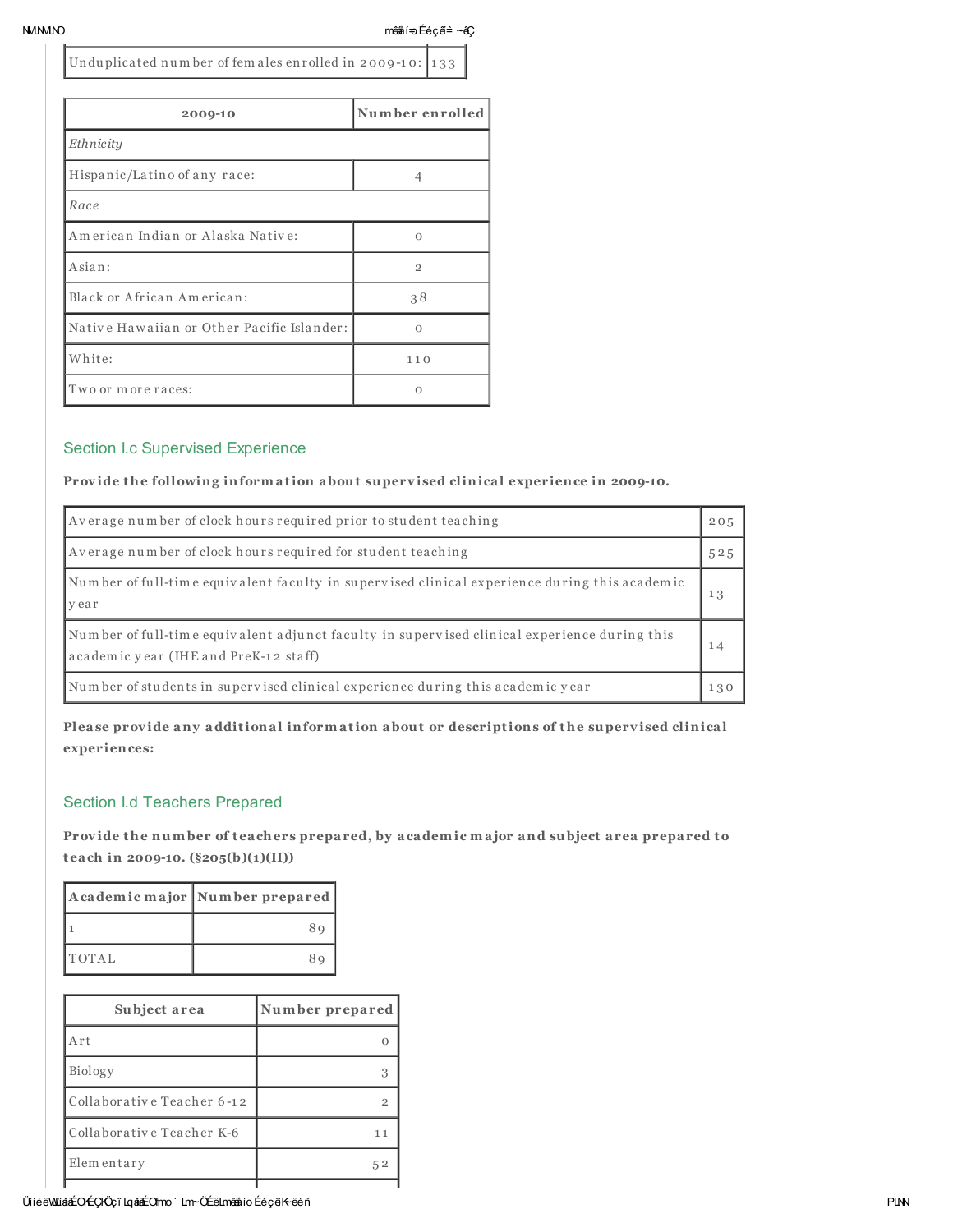| Unduplicated number of females enrolled in 2009-10: | 133 |
| --- | --- |

| 2009-10 | Number enrolled |
| --- | --- |
| *Ethnicity* | |
| Hispanic/Latino of any race: | 4 |
| *Race* | |
| American Indian or Alaska Native: | 0 |
| Asian: | 2 |
| Black or African American: | 38 |
| Native Hawaiian or Other Pacific Islander: | 0 |
| White: | 110 |
| Two or more races: | 0 |

## Section I.c Supervised Experience

**Provide the following information about supervised clinical experience in 2009-10.**

| | |
| --- | --- |
| Average number of clock hours required prior to student teaching | 205 |
| Average number of clock hours required for student teaching | 525 |
| Number of full-time equivalent faculty in supervised clinical experience during this academic year | 13 |
| Number of full-time equivalent adjunct faculty in supervised clinical experience during this academic year (IHE and PreK-12 staff) | 14 |
| Number of students in supervised clinical experience during this academic year | 130 |

**Please provide any additional information about or descriptions of the supervised clinical experiences:**

## Section I.d Teachers Prepared

**Provide the number of teachers prepared, by academic major and subject area prepared to teach in 2009-10. (§205(b)(1)(H))**

| Academic major | Number prepared |
| --- | --- |
| 1 | 89 |
| TOTAL | 89 |

| Subject area | Number prepared |
| --- | --- |
| Art | 0 |
| Biology | 3 |
| Collaborative Teacher 6-12 | 2 |
| Collaborative Teacher K-6 | 11 |
| Elementary | 52 |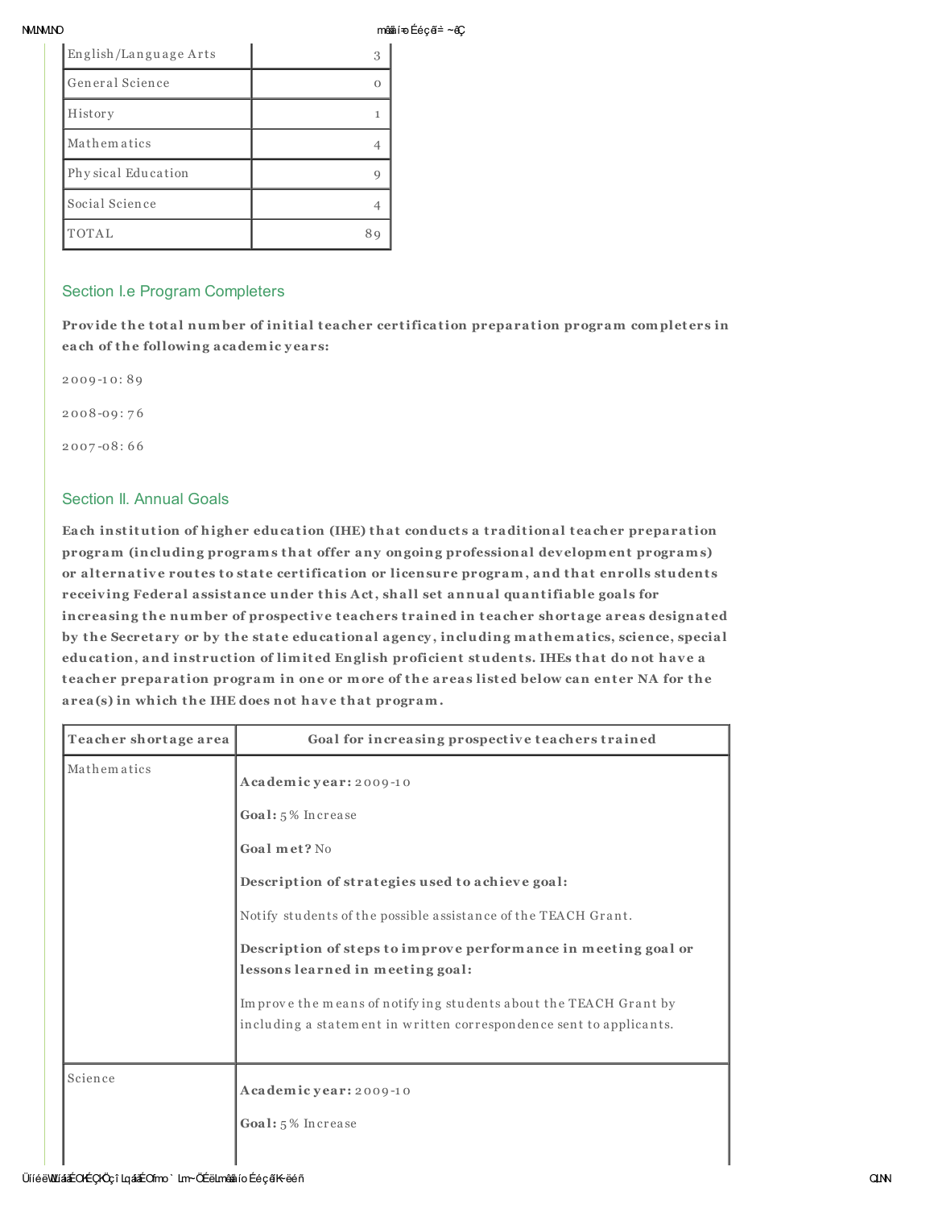| | |
|---|---|
| English/Language Arts | 3 |
| General Science | 0 |
| History | 1 |
| Mathematics | 4 |
| Physical Education | 9 |
| Social Science | 4 |
| TOTAL | 89 |

## Section I.e Program Completers

**Provide the total number of initial teacher certification preparation program completers in each of the following academic years:**

2009-10: 89

2008-09: 76

2007-08: 66

## Section II. Annual Goals

**Each institution of higher education (IHE) that conducts a traditional teacher preparation program (including programs that offer any ongoing professional development programs) or alternative routes to state certification or licensure program, and that enrolls students receiving Federal assistance under this Act, shall set annual quantifiable goals for increasing the number of prospective teachers trained in teacher shortage areas designated by the Secretary or by the state educational agency, including mathematics, science, special education, and instruction of limited English proficient students. IHEs that do not have a teacher preparation program in one or more of the areas listed below can enter NA for the area(s) in which the IHE does not have that program.**

| Teacher shortage area | Goal for increasing prospective teachers trained |
|---|---|
| Mathematics | **Academic year:** 2009-10<br><br>**Goal:** 5% Increase<br><br>**Goal met?** No<br><br>**Description of strategies used to achieve goal:**<br><br>Notify students of the possible assistance of the TEACH Grant.<br><br>**Description of steps to improve performance in meeting goal or lessons learned in meeting goal:**<br><br>Improve the means of notifying students about the TEACH Grant by including a statement in written correspondence sent to applicants. |
| Science | **Academic year:** 2009-10<br><br>**Goal:** 5% Increase |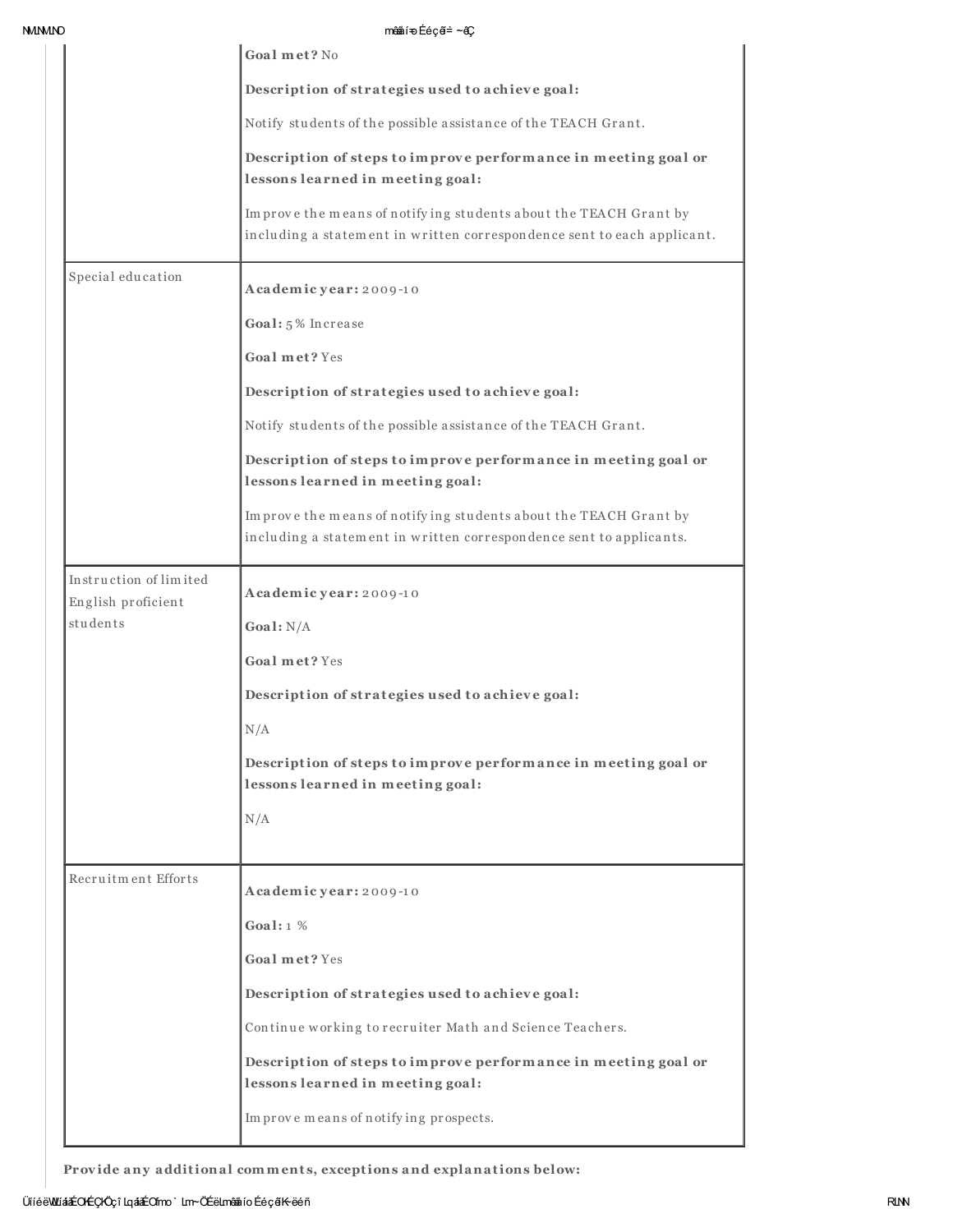| | |
|---|---|
| | **Goal met?** No<br><br>**Description of strategies used to achieve goal:**<br><br>Notify students of the possible assistance of the TEACH Grant.<br><br>**Description of steps to improve performance in meeting goal or lessons learned in meeting goal:**<br><br>Improve the means of notifying students about the TEACH Grant by including a statement in written correspondence sent to each applicant. |
| Special education | **Academic year:** 2009-10<br><br>**Goal:** 5% Increase<br><br>**Goal met?** Yes<br><br>**Description of strategies used to achieve goal:**<br><br>Notify students of the possible assistance of the TEACH Grant.<br><br>**Description of steps to improve performance in meeting goal or lessons learned in meeting goal:**<br><br>Improve the means of notifying students about the TEACH Grant by including a statement in written correspondence sent to applicants. |
| Instruction of limited English proficient students | **Academic year:** 2009-10<br><br>**Goal:** N/A<br><br>**Goal met?** Yes<br><br>**Description of strategies used to achieve goal:**<br><br>N/A<br><br>**Description of steps to improve performance in meeting goal or lessons learned in meeting goal:**<br><br>N/A |
| Recruitment Efforts | **Academic year:** 2009-10<br><br>**Goal:** 1 %<br><br>**Goal met?** Yes<br><br>**Description of strategies used to achieve goal:**<br><br>Continue working to recruiter Math and Science Teachers.<br><br>**Description of steps to improve performance in meeting goal or lessons learned in meeting goal:**<br><br>Improve means of notifying prospects. |

**Provide any additional comments, exceptions and explanations below:**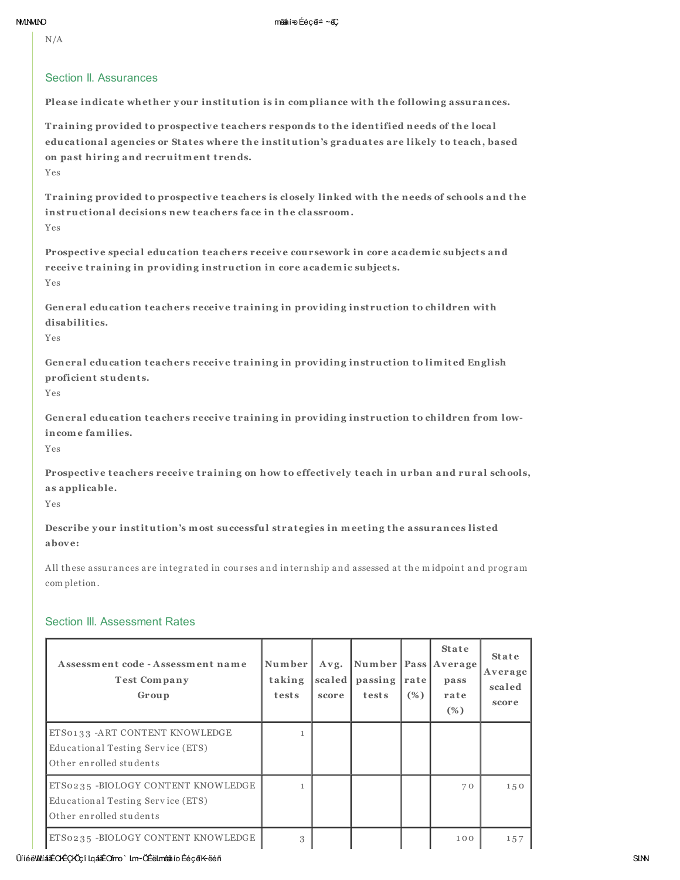N/A

## Section II. Assurances

**Please indicate whether your institution is in compliance with the following assurances.**

**Training provided to prospective teachers responds to the identified needs of the local educational agencies or States where the institution's graduates are likely to teach, based on past hiring and recruitment trends.**

Yes

**Training provided to prospective teachers is closely linked with the needs of schools and the instructional decisions new teachers face in the classroom.**

Yes

**Prospective special education teachers receive coursework in core academic subjects and receive training in providing instruction in core academic subjects.**

Yes

**General education teachers receive training in providing instruction to children with disabilities.**

Yes

**General education teachers receive training in providing instruction to limited English proficient students.**

Yes

**General education teachers receive training in providing instruction to children from low-income families.**

Yes

**Prospective teachers receive training on how to effectively teach in urban and rural schools, as applicable.**

Yes

**Describe your institution's most successful strategies in meeting the assurances listed above:**

All these assurances are integrated in courses and internship and assessed at the midpoint and program completion.

## Section III. Assessment Rates

| Assessment code - Assessment name<br>Test Company<br>Group | Number taking tests | Avg. scaled score | Number passing tests | Pass rate (%) | State Average pass rate (%) | State Average scaled score |
|---|---|---|---|---|---|---|
| ETS0133 -ART CONTENT KNOWLEDGE<br>Educational Testing Service (ETS)<br>Other enrolled students | 1 | | | | | |
| ETS0235 -BIOLOGY CONTENT KNOWLEDGE<br>Educational Testing Service (ETS)<br>Other enrolled students | 1 | | | | 70 | 150 |
| ETS0235 -BIOLOGY CONTENT KNOWLEDGE | 3 | | | | 100 | 157 |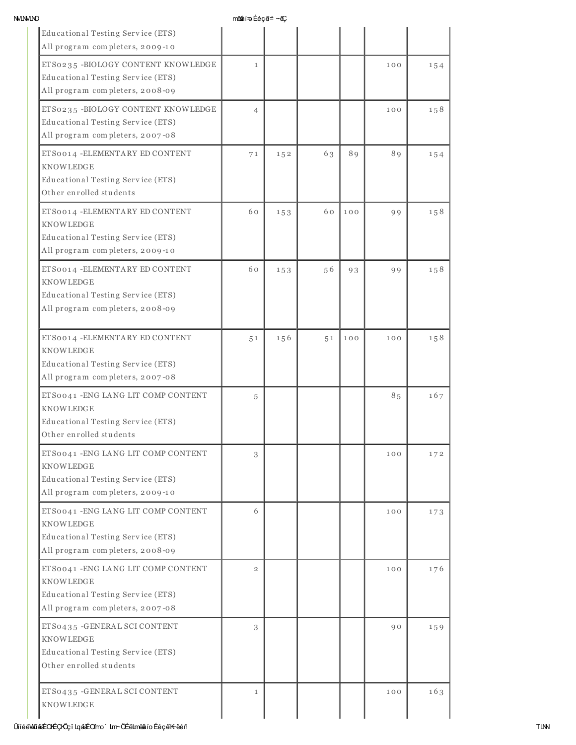| | | | | | |
|---|---|---|---|---|---|
| Educational Testing Service (ETS)<br>All program completers, 2009-10 | | | | | |
| ETS0235 -BIOLOGY CONTENT KNOWLEDGE<br>Educational Testing Service (ETS)<br>All program completers, 2008-09 | 1 | | | | 100 | 154 |
| ETS0235 -BIOLOGY CONTENT KNOWLEDGE<br>Educational Testing Service (ETS)<br>All program completers, 2007-08 | 4 | | | | 100 | 158 |
| ETS0014 -ELEMENTARY ED CONTENT KNOWLEDGE<br>Educational Testing Service (ETS)<br>Other enrolled students | 71 | 152 | 63 | 89 | 89 | 154 |
| ETS0014 -ELEMENTARY ED CONTENT KNOWLEDGE<br>Educational Testing Service (ETS)<br>All program completers, 2009-10 | 60 | 153 | 60 | 100 | 99 | 158 |
| ETS0014 -ELEMENTARY ED CONTENT KNOWLEDGE<br>Educational Testing Service (ETS)<br>All program completers, 2008-09 | 60 | 153 | 56 | 93 | 99 | 158 |
| ETS0014 -ELEMENTARY ED CONTENT KNOWLEDGE<br>Educational Testing Service (ETS)<br>All program completers, 2007-08 | 51 | 156 | 51 | 100 | 100 | 158 |
| ETS0041 -ENG LANG LIT COMP CONTENT KNOWLEDGE<br>Educational Testing Service (ETS)<br>Other enrolled students | 5 | | | | 85 | 167 |
| ETS0041 -ENG LANG LIT COMP CONTENT KNOWLEDGE<br>Educational Testing Service (ETS)<br>All program completers, 2009-10 | 3 | | | | 100 | 172 |
| ETS0041 -ENG LANG LIT COMP CONTENT KNOWLEDGE<br>Educational Testing Service (ETS)<br>All program completers, 2008-09 | 6 | | | | 100 | 173 |
| ETS0041 -ENG LANG LIT COMP CONTENT KNOWLEDGE<br>Educational Testing Service (ETS)<br>All program completers, 2007-08 | 2 | | | | 100 | 176 |
| ETS0435 -GENERAL SCI CONTENT KNOWLEDGE<br>Educational Testing Service (ETS)<br>Other enrolled students | 3 | | | | 90 | 159 |
| ETS0435 -GENERAL SCI CONTENT KNOWLEDGE | 1 | | | | 100 | 163 |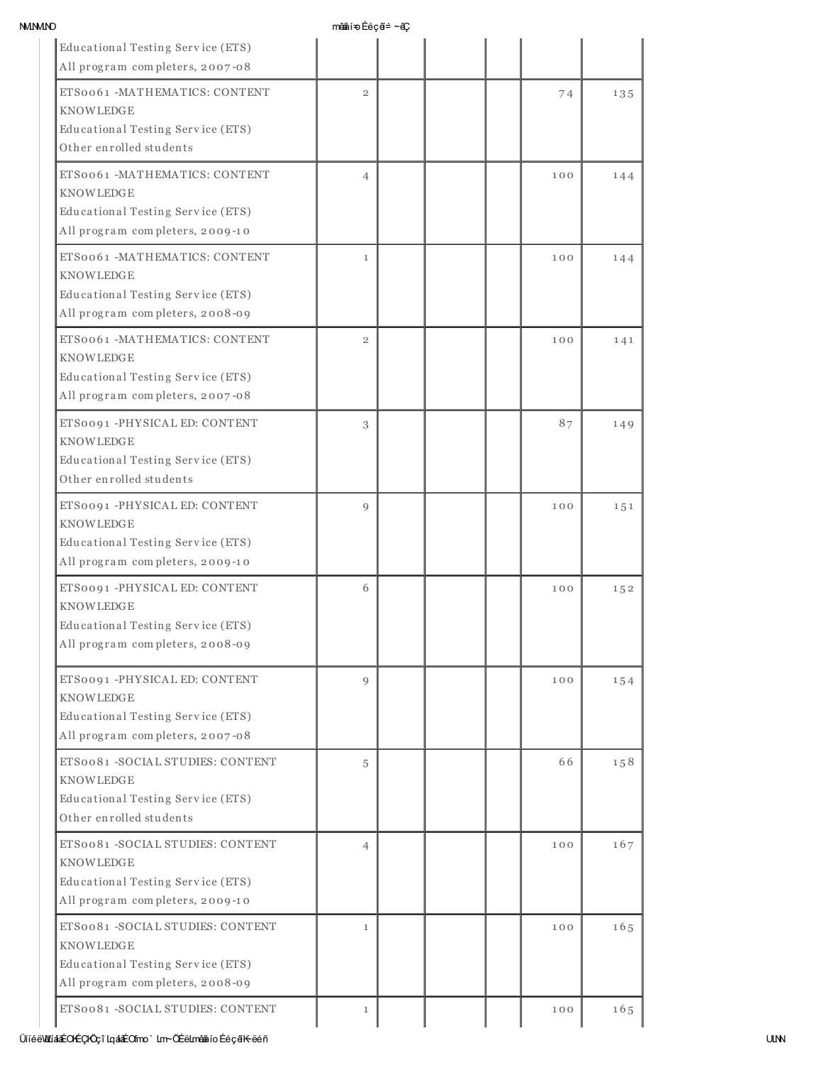| | | | | | | |
|---|---|---|---|---|---|---|
| Educational Testing Service (ETS)<br>All program completers, 2007-08 | | | | | | |
| ETS0061 -MATHEMATICS: CONTENT KNOWLEDGE<br>Educational Testing Service (ETS)<br>Other enrolled students | 2 | | | | 74 | 135 |
| ETS0061 -MATHEMATICS: CONTENT KNOWLEDGE<br>Educational Testing Service (ETS)<br>All program completers, 2009-10 | 4 | | | | 100 | 144 |
| ETS0061 -MATHEMATICS: CONTENT KNOWLEDGE<br>Educational Testing Service (ETS)<br>All program completers, 2008-09 | 1 | | | | 100 | 144 |
| ETS0061 -MATHEMATICS: CONTENT KNOWLEDGE<br>Educational Testing Service (ETS)<br>All program completers, 2007-08 | 2 | | | | 100 | 141 |
| ETS0091 -PHYSICAL ED: CONTENT KNOWLEDGE<br>Educational Testing Service (ETS)<br>Other enrolled students | 3 | | | | 87 | 149 |
| ETS0091 -PHYSICAL ED: CONTENT KNOWLEDGE<br>Educational Testing Service (ETS)<br>All program completers, 2009-10 | 9 | | | | 100 | 151 |
| ETS0091 -PHYSICAL ED: CONTENT KNOWLEDGE<br>Educational Testing Service (ETS)<br>All program completers, 2008-09 | 6 | | | | 100 | 152 |
| ETS0091 -PHYSICAL ED: CONTENT KNOWLEDGE<br>Educational Testing Service (ETS)<br>All program completers, 2007-08 | 9 | | | | 100 | 154 |
| ETS0081 -SOCIAL STUDIES: CONTENT KNOWLEDGE<br>Educational Testing Service (ETS)<br>Other enrolled students | 5 | | | | 66 | 158 |
| ETS0081 -SOCIAL STUDIES: CONTENT KNOWLEDGE<br>Educational Testing Service (ETS)<br>All program completers, 2009-10 | 4 | | | | 100 | 167 |
| ETS0081 -SOCIAL STUDIES: CONTENT KNOWLEDGE<br>Educational Testing Service (ETS)<br>All program completers, 2008-09 | 1 | | | | 100 | 165 |
| ETS0081 -SOCIAL STUDIES: CONTENT | 1 | | | | 100 | 165 |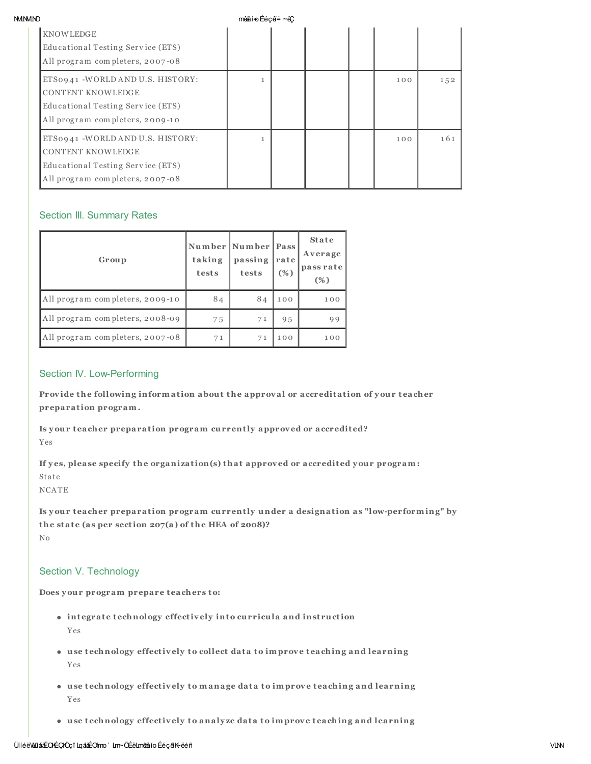| | | | | | | |
|---|---|---|---|---|---|---|
| KNOWLEDGE<br>Educational Testing Service (ETS)<br>All program completers, 2007-08 | | | | | | |
| ETS0941 -WORLD AND U.S. HISTORY: CONTENT KNOWLEDGE<br>Educational Testing Service (ETS)<br>All program completers, 2009-10 | 1 | | | | 100 | 152 |
| ETS0941 -WORLD AND U.S. HISTORY: CONTENT KNOWLEDGE<br>Educational Testing Service (ETS)<br>All program completers, 2007-08 | 1 | | | | 100 | 161 |

## Section III. Summary Rates

| Group | Number taking tests | Number passing tests | Pass rate (%) | State Average pass rate (%) |
|---|---|---|---|---|
| All program completers, 2009-10 | 84 | 84 | 100 | 100 |
| All program completers, 2008-09 | 75 | 71 | 95 | 99 |
| All program completers, 2007-08 | 71 | 71 | 100 | 100 |

## Section IV. Low-Performing

**Provide the following information about the approval or accreditation of your teacher preparation program.**

**Is your teacher preparation program currently approved or accredited?**
Yes

**If yes, please specify the organization(s) that approved or accredited your program:**
State
NCATE

**Is your teacher preparation program currently under a designation as "low-performing" by the state (as per section 207(a) of the HEA of 2008)?**
No

## Section V. Technology

**Does your program prepare teachers to:**

- **integrate technology effectively into curricula and instruction**
  Yes
- **use technology effectively to collect data to improve teaching and learning**
  Yes
- **use technology effectively to manage data to improve teaching and learning**
  Yes
- **use technology effectively to analyze data to improve teaching and learning**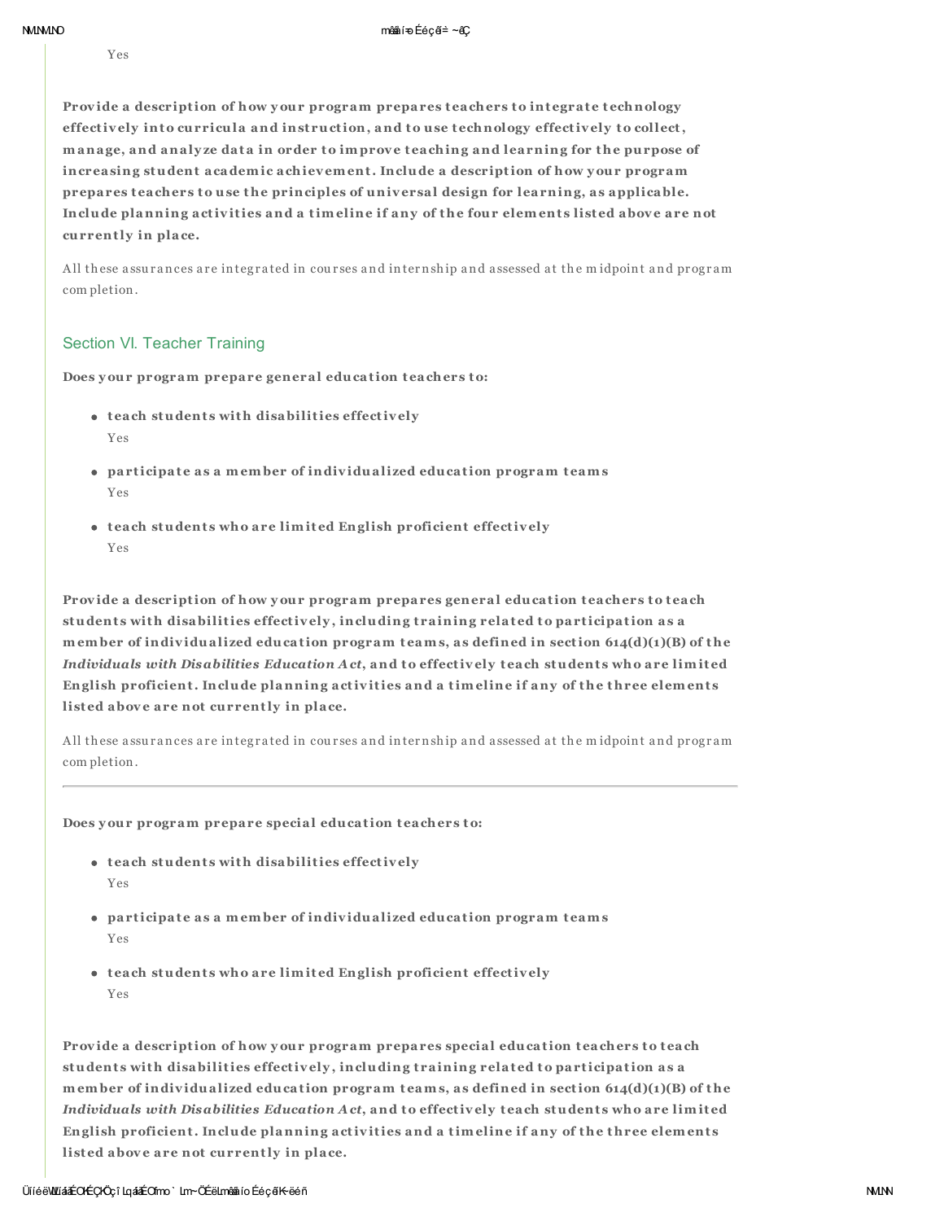Yes

**Provide a description of how your program prepares teachers to integrate technology effectively into curricula and instruction, and to use technology effectively to collect, manage, and analyze data in order to improve teaching and learning for the purpose of increasing student academic achievement. Include a description of how your program prepares teachers to use the principles of universal design for learning, as applicable. Include planning activities and a timeline if any of the four elements listed above are not currently in place.**

All these assurances are integrated in courses and internship and assessed at the midpoint and program completion.

## Section VI. Teacher Training

**Does your program prepare general education teachers to:**

- **teach students with disabilities effectively**
  Yes
- **participate as a member of individualized education program teams**
  Yes
- **teach students who are limited English proficient effectively**
  Yes

**Provide a description of how your program prepares general education teachers to teach students with disabilities effectively, including training related to participation as a member of individualized education program teams, as defined in section 614(d)(1)(B) of the *Individuals with Disabilities Education Act*, and to effectively teach students who are limited English proficient. Include planning activities and a timeline if any of the three elements listed above are not currently in place.**

All these assurances are integrated in courses and internship and assessed at the midpoint and program completion.

---

**Does your program prepare special education teachers to:**

- **teach students with disabilities effectively**
  Yes
- **participate as a member of individualized education program teams**
  Yes
- **teach students who are limited English proficient effectively**
  Yes

**Provide a description of how your program prepares special education teachers to teach students with disabilities effectively, including training related to participation as a member of individualized education program teams, as defined in section 614(d)(1)(B) of the *Individuals with Disabilities Education Act*, and to effectively teach students who are limited English proficient. Include planning activities and a timeline if any of the three elements listed above are not currently in place.**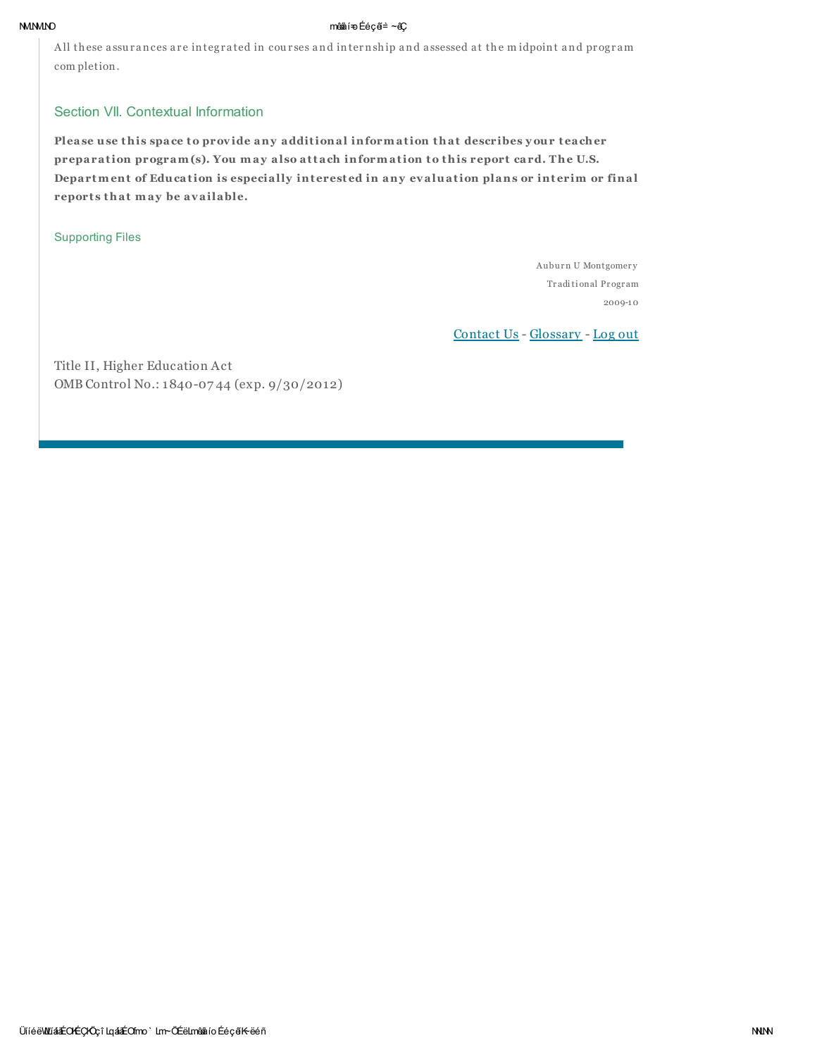All these assurances are integrated in courses and internship and assessed at the midpoint and program completion.

## Section VII. Contextual Information

**Please use this space to provide any additional information that describes your teacher preparation program(s). You may also attach information to this report card. The U.S. Department of Education is especially interested in any evaluation plans or interim or final reports that may be available.**

### Supporting Files

Auburn U Montgomery

Traditional Program

2009-10

Contact Us - Glossary - Log out

Title II, Higher Education Act
OMB Control No.: 1840-0744 (exp. 9/30/2012)